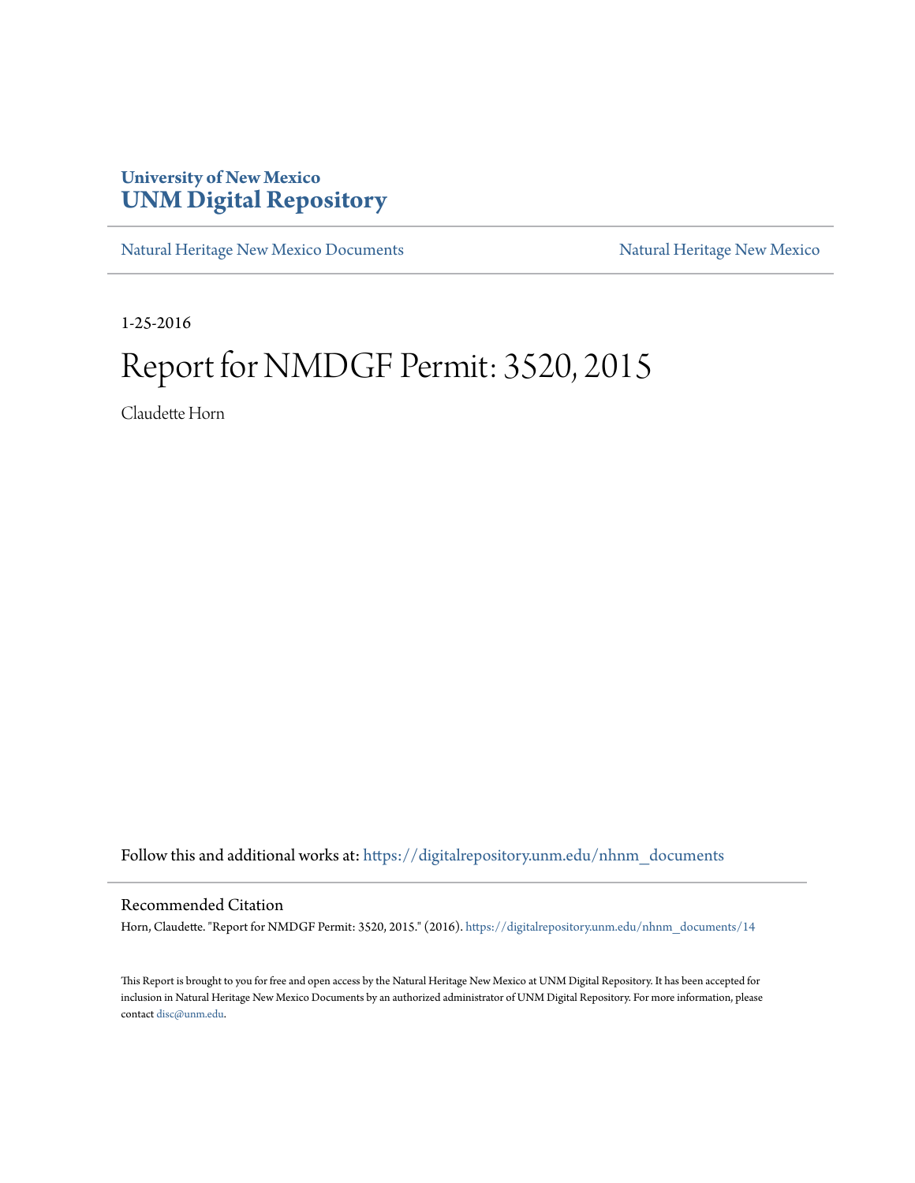**University of New Mexico**
**UNM Digital Repository**

Natural Heritage New Mexico Documents | Natural Heritage New Mexico

1-25-2016

# Report for NMDGF Permit: 3520, 2015

Claudette Horn

Follow this and additional works at: https://digitalrepository.unm.edu/nhnm_documents

## Recommended Citation

Horn, Claudette. "Report for NMDGF Permit: 3520, 2015." (2016). https://digitalrepository.unm.edu/nhnm_documents/14

This Report is brought to you for free and open access by the Natural Heritage New Mexico at UNM Digital Repository. It has been accepted for inclusion in Natural Heritage New Mexico Documents by an authorized administrator of UNM Digital Repository. For more information, please contact disc@unm.edu.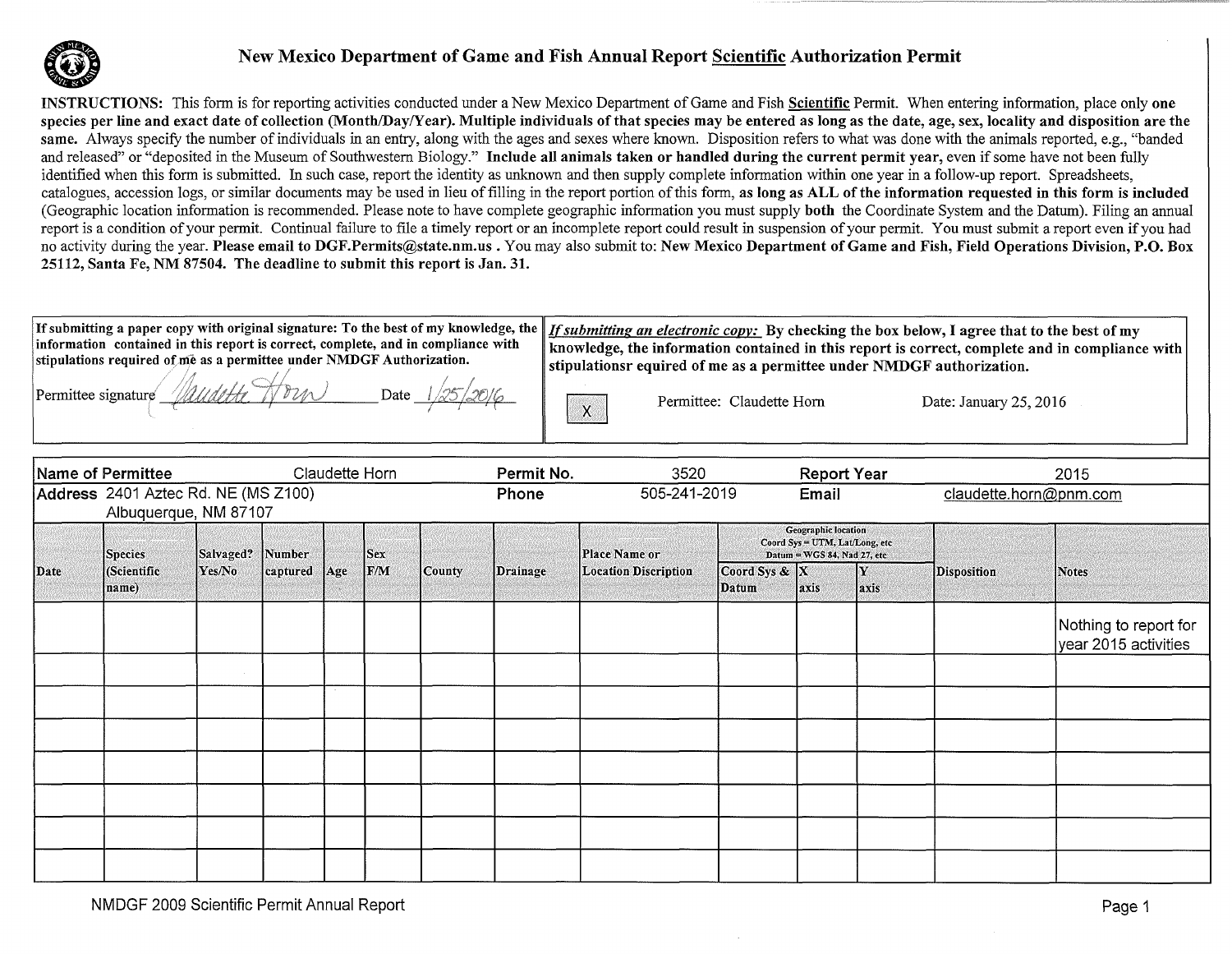# New Mexico Department of Game and Fish Annual Report Scientific Authorization Permit

**INSTRUCTIONS:** This form is for reporting activities conducted under a New Mexico Department of Game and Fish Scientific Permit. When entering information, place only **one species per line and exact date of collection (Month/Day/Year). Multiple individuals of that species may be entered as long as the date, age, sex, locality and disposition are the same.** Always specify the number of individuals in an entry, along with the ages and sexes where known. Disposition refers to what was done with the animals reported, e.g., "banded and released" or "deposited in the Museum of Southwestern Biology." **Include all animals taken or handled during the current permit year,** even if some have not been fully identified when this form is submitted. In such case, report the identity as unknown and then supply complete information within one year in a follow-up report. Spreadsheets, catalogues, accession logs, or similar documents may be used in lieu of filling in the report portion of this form, **as long as ALL of the information requested in this form is included** (Geographic location information is recommended. Please note to have complete geographic information you must supply **both** the Coordinate System and the Datum). Filing an annual report is a condition of your permit. Continual failure to file a timely report or an incomplete report could result in suspension of your permit. You must submit a report even if you had no activity during the year. **Please email to DGF.Permits@state.nm.us .** You may also submit to: **New Mexico Department of Game and Fish, Field Operations Division, P.O. Box 25112, Santa Fe, NM 87504. The deadline to submit this report is Jan. 31.**

**If submitting a paper copy with original signature: To the best of my knowledge, the information contained in this report is correct, complete, and in compliance with stipulations required of me as a permittee under NMDGF Authorization.**

Permittee signature *Claudette Horn* Date *1/25/2016*

***If submitting an electronic copy:*** **By checking the box below, I agree that to the best of my knowledge, the information contained in this report is correct, complete and in compliance with stipulationsr equired of me as a permittee under NMDGF authorization.**

[X] Permittee: Claudette Horn Date: January 25, 2016

| | | | | | |
|---|---|---|---|---|---|
| **Name of Permittee** | Claudette Horn | **Permit No.** | 3520 | **Report Year** | 2015 |
| **Address** | 2401 Aztec Rd. NE (MS Z100) Albuquerque, NM 87107 | **Phone** | 505-241-2019 | **Email** | claudette.horn@pnm.com |

| Date | Species (Scientific name) | Salvaged? Yes/No | Number captured | Age | Sex F/M | County | Drainage | Place Name or Location Discription | Geographic location Coord Sys = UTM, Lat/Long, etc Datum = WGS 84, Nad 27, etc | | | Disposition | Notes |
|---|---|---|---|---|---|---|---|---|---|---|---|---|---|
| | | | | | | | | | Coord Sys & Datum | X axis | Y axis | | |
| | | | | | | | | | | | | | Nothing to report for year 2015 activities |
| | | | | | | | | | | | | | |
| | | | | | | | | | | | | | |
| | | | | | | | | | | | | | |
| | | | | | | | | | | | | | |
| | | | | | | | | | | | | | |
| | | | | | | | | | | | | | |
| | | | | | | | | | | | | | |

NMDGF 2009 Scientific Permit Annual Report